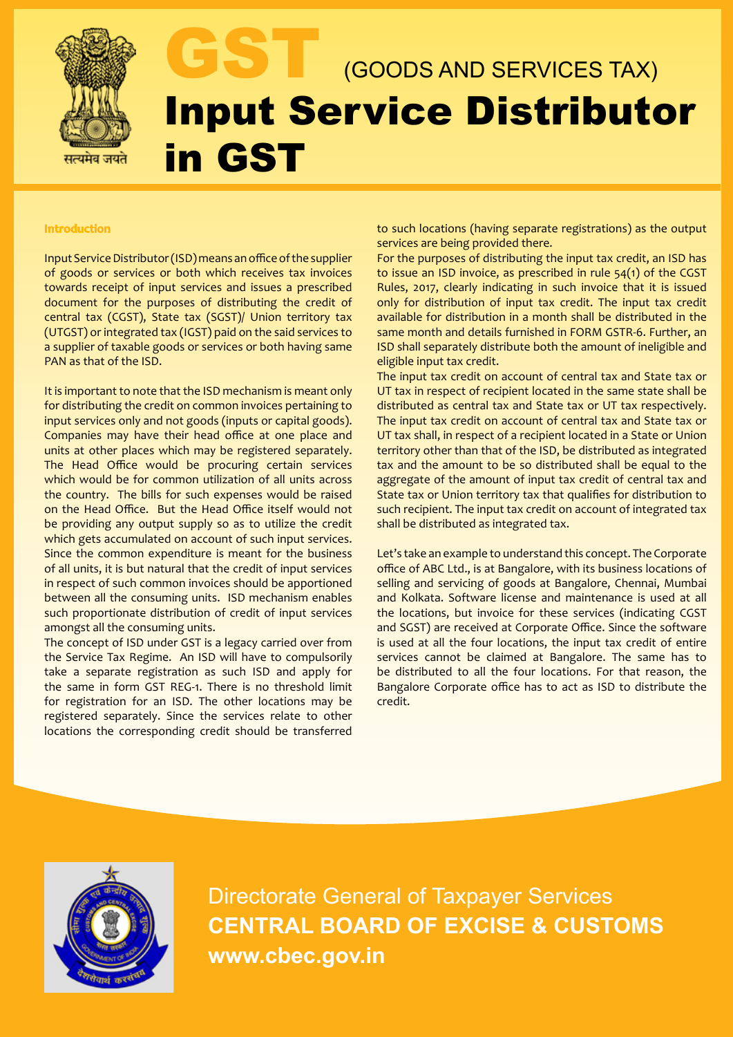# GST (GOODS AND SERVICES TAX)

# Input Service Distributor in GST

### Introduction

Input Service Distributor (ISD) means an office of the supplier of goods or services or both which receives tax invoices towards receipt of input services and issues a prescribed document for the purposes of distributing the credit of central tax (CGST), State tax (SGST)/ Union territory tax (UTGST) or integrated tax (IGST) paid on the said services to a supplier of taxable goods or services or both having same PAN as that of the ISD.

It is important to note that the ISD mechanism is meant only for distributing the credit on common invoices pertaining to input services only and not goods (inputs or capital goods). Companies may have their head office at one place and units at other places which may be registered separately. The Head Office would be procuring certain services which would be for common utilization of all units across the country. The bills for such expenses would be raised on the Head Office. But the Head Office itself would not be providing any output supply so as to utilize the credit which gets accumulated on account of such input services. Since the common expenditure is meant for the business of all units, it is but natural that the credit of input services in respect of such common invoices should be apportioned between all the consuming units. ISD mechanism enables such proportionate distribution of credit of input services amongst all the consuming units.

The concept of ISD under GST is a legacy carried over from the Service Tax Regime. An ISD will have to compulsorily take a separate registration as such ISD and apply for the same in form GST REG-1. There is no threshold limit for registration for an ISD. The other locations may be registered separately. Since the services relate to other locations the corresponding credit should be transferred to such locations (having separate registrations) as the output services are being provided there.

For the purposes of distributing the input tax credit, an ISD has to issue an ISD invoice, as prescribed in rule 54(1) of the CGST Rules, 2017, clearly indicating in such invoice that it is issued only for distribution of input tax credit. The input tax credit available for distribution in a month shall be distributed in the same month and details furnished in FORM GSTR-6. Further, an ISD shall separately distribute both the amount of ineligible and eligible input tax credit.

The input tax credit on account of central tax and State tax or UT tax in respect of recipient located in the same state shall be distributed as central tax and State tax or UT tax respectively. The input tax credit on account of central tax and State tax or UT tax shall, in respect of a recipient located in a State or Union territory other than that of the ISD, be distributed as integrated tax and the amount to be so distributed shall be equal to the aggregate of the amount of input tax credit of central tax and State tax or Union territory tax that qualifies for distribution to such recipient. The input tax credit on account of integrated tax shall be distributed as integrated tax.

Let's take an example to understand this concept. The Corporate office of ABC Ltd., is at Bangalore, with its business locations of selling and servicing of goods at Bangalore, Chennai, Mumbai and Kolkata. Software license and maintenance is used at all the locations, but invoice for these services (indicating CGST and SGST) are received at Corporate Office. Since the software is used at all the four locations, the input tax credit of entire services cannot be claimed at Bangalore. The same has to be distributed to all the four locations. For that reason, the Bangalore Corporate office has to act as ISD to distribute the credit.

Directorate General of Taxpayer Services
**CENTRAL BOARD OF EXCISE & CUSTOMS**
**www.cbec.gov.in**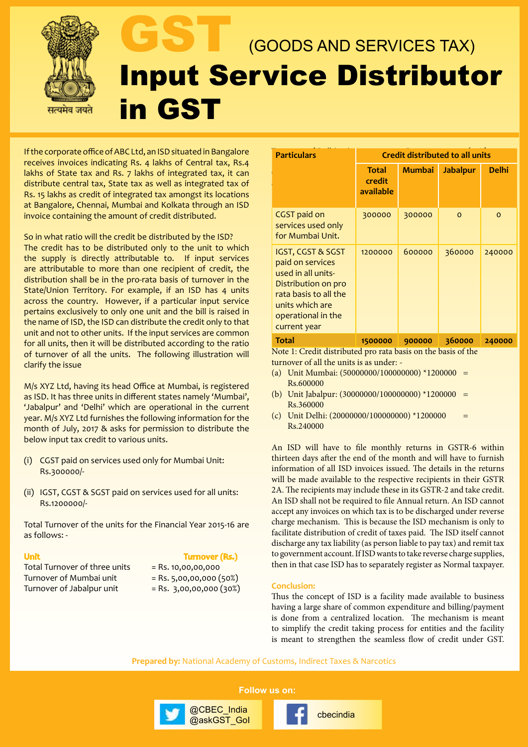# GST (GOODS AND SERVICES TAX)

# Input Service Distributor in GST

If the corporate office of ABC Ltd, an ISD situated in Bangalore receives invoices indicating Rs. 4 lakhs of Central tax, Rs.4 lakhs of State tax and Rs. 7 lakhs of integrated tax, it can distribute central tax, State tax as well as integrated tax of Rs. 15 lakhs as credit of integrated tax amongst its locations at Bangalore, Chennai, Mumbai and Kolkata through an ISD invoice containing the amount of credit distributed.

So in what ratio will the credit be distributed by the ISD?
The credit has to be distributed only to the unit to which the supply is directly attributable to. If input services are attributable to more than one recipient of credit, the distribution shall be in the pro-rata basis of turnover in the State/Union Territory. For example, if an ISD has 4 units across the country. However, if a particular input service pertains exclusively to only one unit and the bill is raised in the name of ISD, the ISD can distribute the credit only to that unit and not to other units. If the input services are common for all units, then it will be distributed according to the ratio of turnover of all the units. The following illustration will clarify the issue

M/s XYZ Ltd, having its head Office at Mumbai, is registered as ISD. It has three units in different states namely 'Mumbai', 'Jabalpur' and 'Delhi' which are operational in the current year. M/s XYZ Ltd furnishes the following information for the month of July, 2017 & asks for permission to distribute the below input tax credit to various units.

(i) CGST paid on services used only for Mumbai Unit: Rs.300000/-

(ii) IGST, CGST & SGST paid on services used for all units: Rs.1200000/-

Total Turnover of the units for the Financial Year 2015-16 are as follows: -

| Unit | Turnover (Rs.) |
|---|---|
| Total Turnover of three units | = Rs. 10,00,00,000 |
| Turnover of Mumbai unit | = Rs. 5,00,00,000 (50%) |
| Turnover of Jabalpur unit | = Rs. 3,00,00,000 (30%) |

| Particulars | Credit distributed to all units | | | |
|---|---|---|---|---|
| | Total credit available | Mumbai | Jabalpur | Delhi |
| CGST paid on services used only for Mumbai Unit. | 300000 | 300000 | 0 | 0 |
| IGST, CGST & SGST paid on services used in all units- Distribution on pro rata basis to all the units which are operational in the current year | 1200000 | 600000 | 360000 | 240000 |
| **Total** | **1500000** | **900000** | **360000** | **240000** |

Note 1: Credit distributed pro rata basis on the basis of the turnover of all the units is as under: -

(a) Unit Mumbai: (50000000/100000000) *1200000 = Rs.600000
(b) Unit Jabalpur: (30000000/100000000) *1200000 = Rs.360000
(c) Unit Delhi: (20000000/100000000) *1200000 = Rs.240000

An ISD will have to file monthly returns in GSTR-6 within thirteen days after the end of the month and will have to furnish information of all ISD invoices issued. The details in the returns will be made available to the respective recipients in their GSTR 2A. The recipients may include these in its GSTR-2 and take credit. An ISD shall not be required to file Annual return. An ISD cannot accept any invoices on which tax is to be discharged under reverse charge mechanism. This is because the ISD mechanism is only to facilitate distribution of credit of taxes paid. The ISD itself cannot discharge any tax liability (as person liable to pay tax) and remit tax to government account. If ISD wants to take reverse charge supplies, then in that case ISD has to separately register as Normal taxpayer.

**Conclusion:**

Thus the concept of ISD is a facility made available to business having a large share of common expenditure and billing/payment is done from a centralized location. The mechanism is meant to simplify the credit taking process for entities and the facility is meant to strengthen the seamless flow of credit under GST.

**Prepared by:** National Academy of Customs, Indirect Taxes & Narcotics

Follow us on:
@CBEC_India
@askGST_GoI
cbecindia